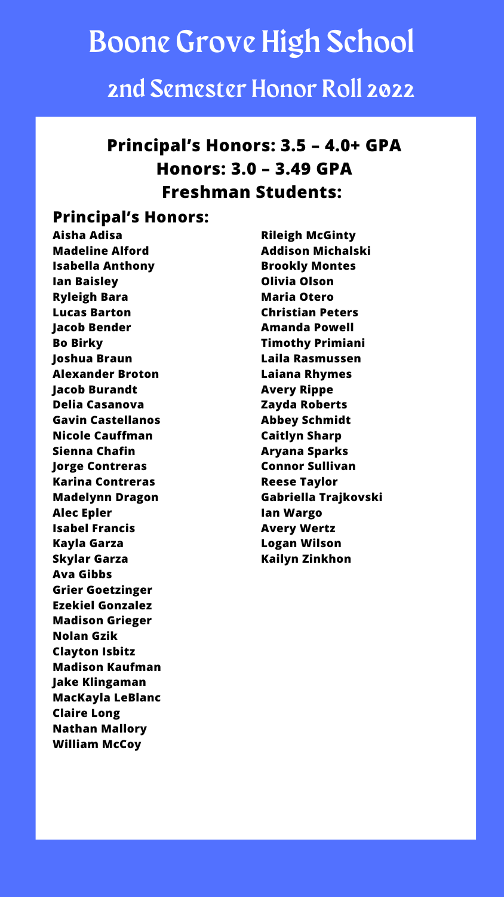# Boone Grove High School

## 2nd Semester Honor Roll 2022

**Principal's Honors: 3.5 – 4.0+ GPA**
**Honors: 3.0 – 3.49 GPA**
**Freshman Students:**

### Principal's Honors:

**Aisha Adisa**
**Madeline Alford**
**Isabella Anthony**
**Ian Baisley**
**Ryleigh Bara**
**Lucas Barton**
**Jacob Bender**
**Bo Birky**
**Joshua Braun**
**Alexander Broton**
**Jacob Burandt**
**Delia Casanova**
**Gavin Castellanos**
**Nicole Cauffman**
**Sienna Chafin**
**Jorge Contreras**
**Karina Contreras**
**Madelynn Dragon**
**Alec Epler**
**Isabel Francis**
**Kayla Garza**
**Skylar Garza**
**Ava Gibbs**
**Grier Goetzinger**
**Ezekiel Gonzalez**
**Madison Grieger**
**Nolan Gzik**
**Clayton Isbitz**
**Madison Kaufman**
**Jake Klingaman**
**MacKayla LeBlanc**
**Claire Long**
**Nathan Mallory**
**William McCoy**
**Rileigh McGinty**
**Addison Michalski**
**Brookly Montes**
**Olivia Olson**
**Maria Otero**
**Christian Peters**
**Amanda Powell**
**Timothy Primiani**
**Laila Rasmussen**
**Laiana Rhymes**
**Avery Rippe**
**Zayda Roberts**
**Abbey Schmidt**
**Caitlyn Sharp**
**Aryana Sparks**
**Connor Sullivan**
**Reese Taylor**
**Gabriella Trajkovski**
**Ian Wargo**
**Avery Wertz**
**Logan Wilson**
**Kailyn Zinkhon**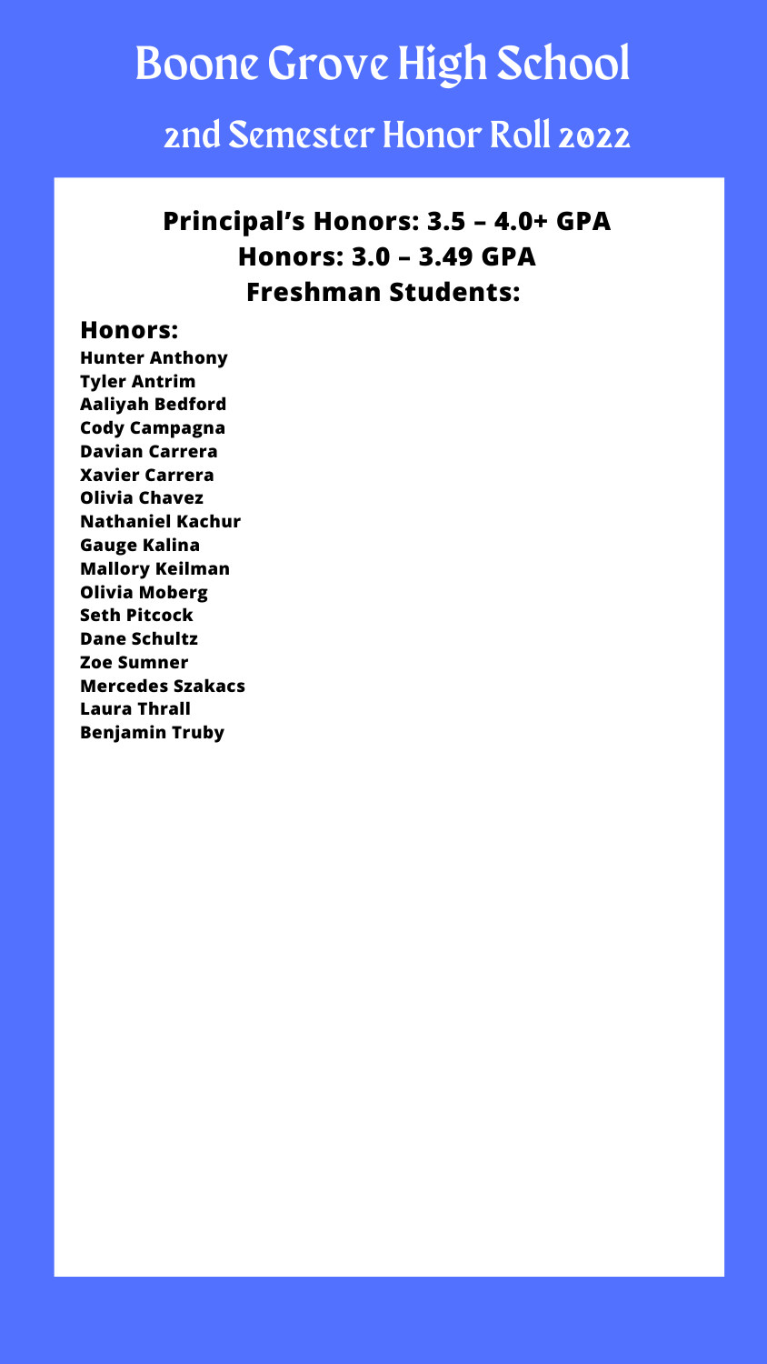# Boone Grove High School

## 2nd Semester Honor Roll 2022

**Principal's Honors: 3.5 – 4.0+ GPA**
**Honors: 3.0 – 3.49 GPA**
**Freshman Students:**

### Honors:

**Hunter Anthony**
**Tyler Antrim**
**Aaliyah Bedford**
**Cody Campagna**
**Davian Carrera**
**Xavier Carrera**
**Olivia Chavez**
**Nathaniel Kachur**
**Gauge Kalina**
**Mallory Keilman**
**Olivia Moberg**
**Seth Pitcock**
**Dane Schultz**
**Zoe Sumner**
**Mercedes Szakacs**
**Laura Thrall**
**Benjamin Truby**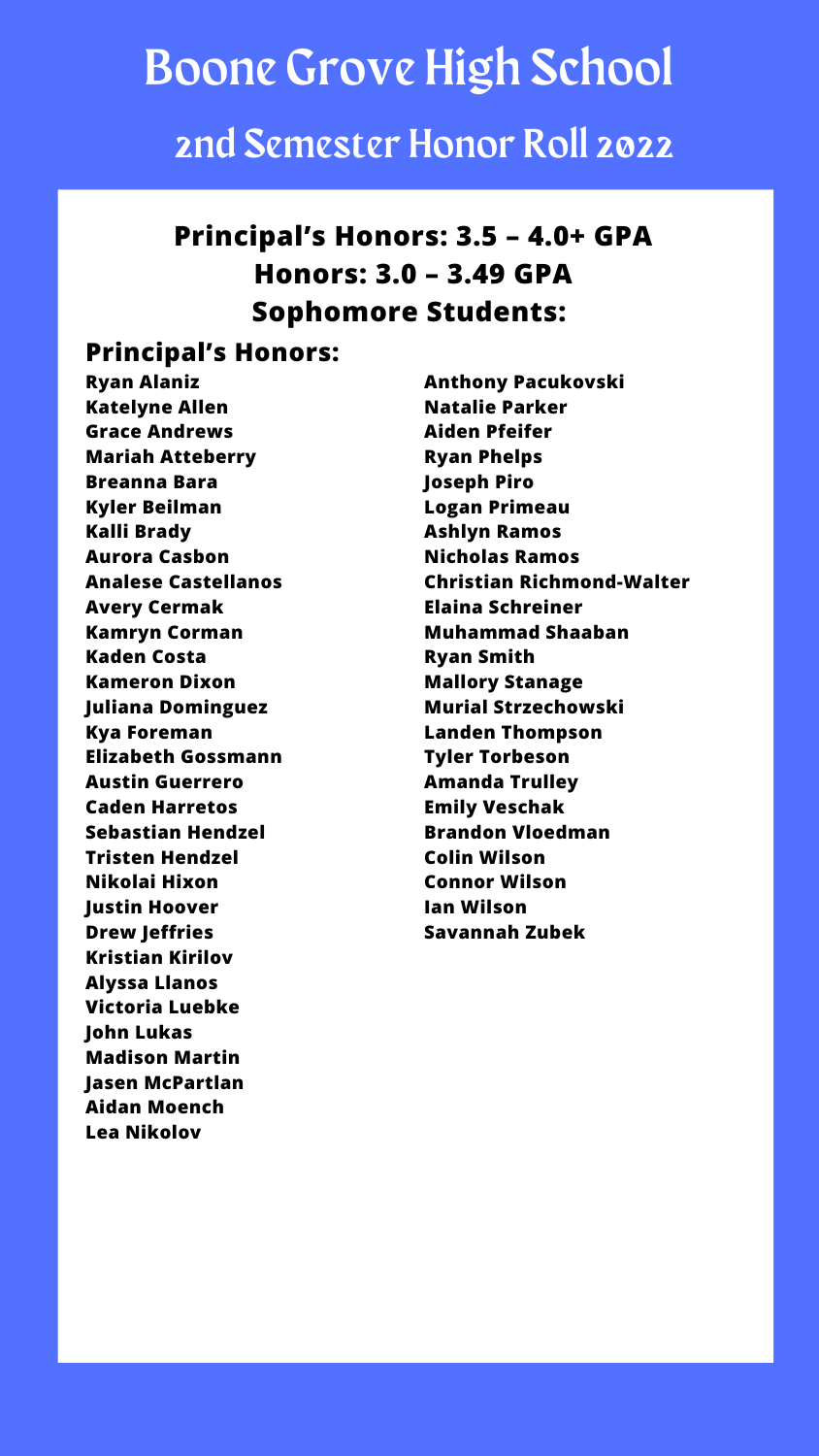# Boone Grove High School

## 2nd Semester Honor Roll 2022

**Principal's Honors: 3.5 – 4.0+ GPA**
**Honors: 3.0 – 3.49 GPA**
**Sophomore Students:**

### Principal's Honors:

**Ryan Alaniz**
**Katelyne Allen**
**Grace Andrews**
**Mariah Atteberry**
**Breanna Bara**
**Kyler Beilman**
**Kalli Brady**
**Aurora Casbon**
**Analese Castellanos**
**Avery Cermak**
**Kamryn Corman**
**Kaden Costa**
**Kameron Dixon**
**Juliana Dominguez**
**Kya Foreman**
**Elizabeth Gossmann**
**Austin Guerrero**
**Caden Harretos**
**Sebastian Hendzel**
**Tristen Hendzel**
**Nikolai Hixon**
**Justin Hoover**
**Drew Jeffries**
**Kristian Kirilov**
**Alyssa Llanos**
**Victoria Luebke**
**John Lukas**
**Madison Martin**
**Jasen McPartlan**
**Aidan Moench**
**Lea Nikolov**
**Anthony Pacukovski**
**Natalie Parker**
**Aiden Pfeifer**
**Ryan Phelps**
**Joseph Piro**
**Logan Primeau**
**Ashlyn Ramos**
**Nicholas Ramos**
**Christian Richmond-Walter**
**Elaina Schreiner**
**Muhammad Shaaban**
**Ryan Smith**
**Mallory Stanage**
**Murial Strzechowski**
**Landen Thompson**
**Tyler Torbeson**
**Amanda Trulley**
**Emily Veschak**
**Brandon Vloedman**
**Colin Wilson**
**Connor Wilson**
**Ian Wilson**
**Savannah Zubek**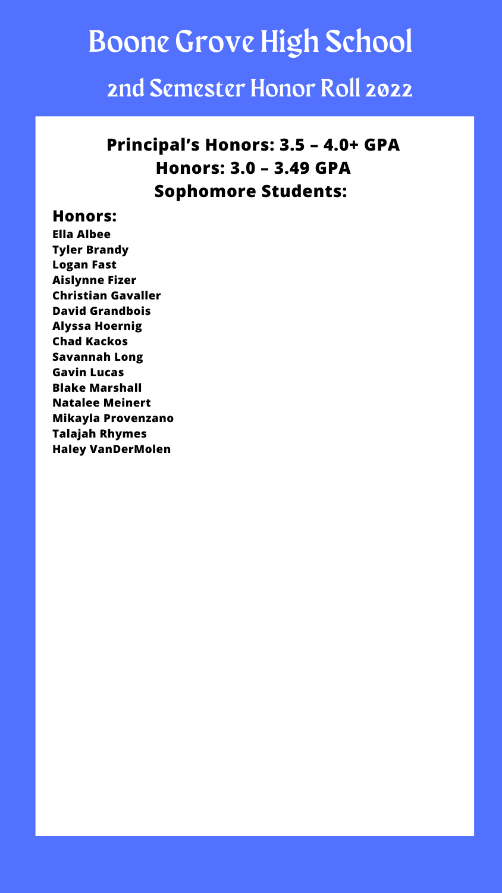# Boone Grove High School

## 2nd Semester Honor Roll 2022

**Principal's Honors: 3.5 – 4.0+ GPA**
**Honors: 3.0 – 3.49 GPA**
**Sophomore Students:**

### Honors:

**Ella Albee**
**Tyler Brandy**
**Logan Fast**
**Aislynne Fizer**
**Christian Gavaller**
**David Grandbois**
**Alyssa Hoernig**
**Chad Kackos**
**Savannah Long**
**Gavin Lucas**
**Blake Marshall**
**Natalee Meinert**
**Mikayla Provenzano**
**Talajah Rhymes**
**Haley VanDerMolen**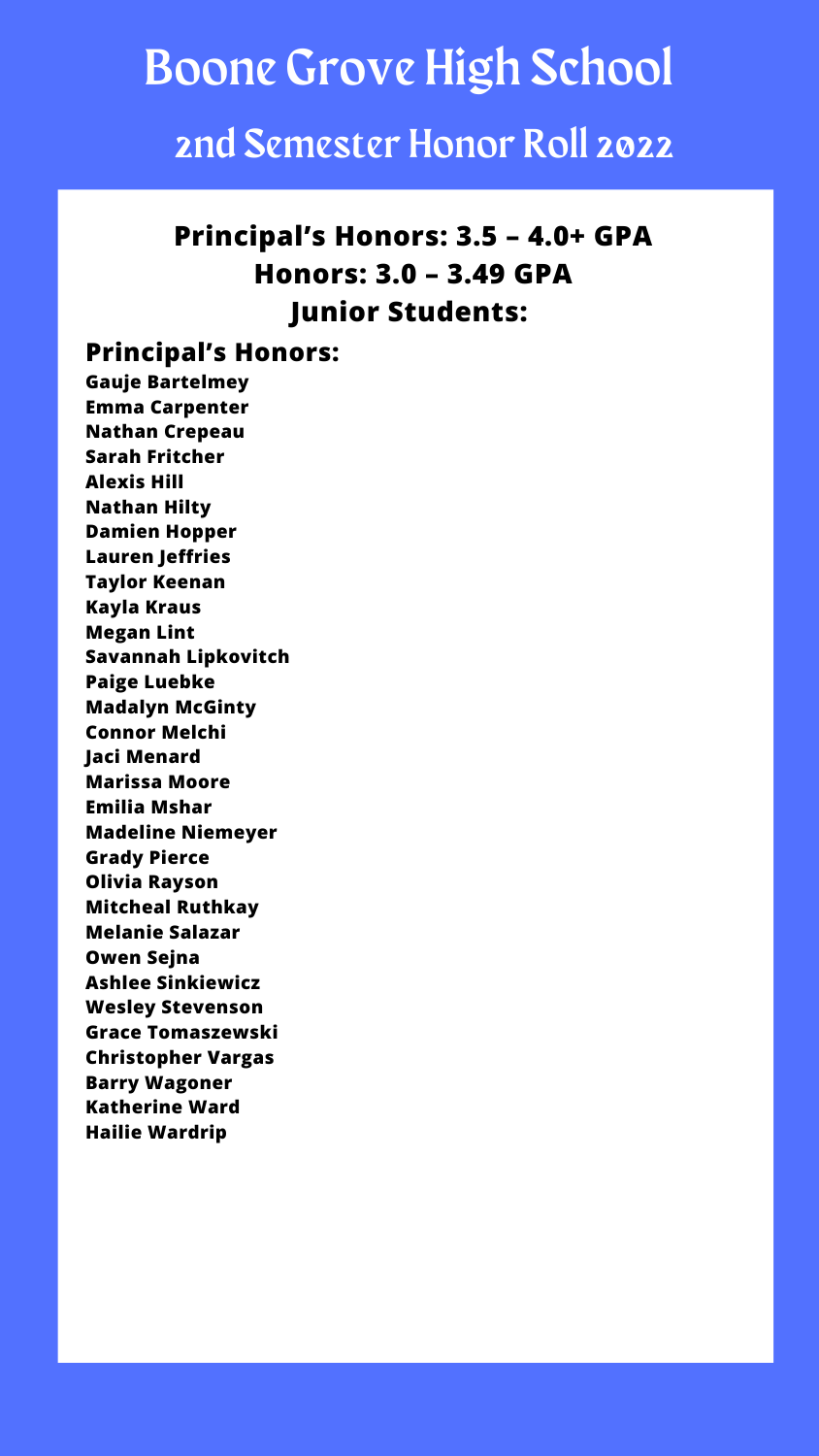# Boone Grove High School

## 2nd Semester Honor Roll 2022

**Principal's Honors: 3.5 – 4.0+ GPA**

**Honors: 3.0 – 3.49 GPA**

**Junior Students:**

### Principal's Honors:

**Gauje Bartelmey**
**Emma Carpenter**
**Nathan Crepeau**
**Sarah Fritcher**
**Alexis Hill**
**Nathan Hilty**
**Damien Hopper**
**Lauren Jeffries**
**Taylor Keenan**
**Kayla Kraus**
**Megan Lint**
**Savannah Lipkovitch**
**Paige Luebke**
**Madalyn McGinty**
**Connor Melchi**
**Jaci Menard**
**Marissa Moore**
**Emilia Mshar**
**Madeline Niemeyer**
**Grady Pierce**
**Olivia Rayson**
**Mitcheal Ruthkay**
**Melanie Salazar**
**Owen Sejna**
**Ashlee Sinkiewicz**
**Wesley Stevenson**
**Grace Tomaszewski**
**Christopher Vargas**
**Barry Wagoner**
**Katherine Ward**
**Hailie Wardrip**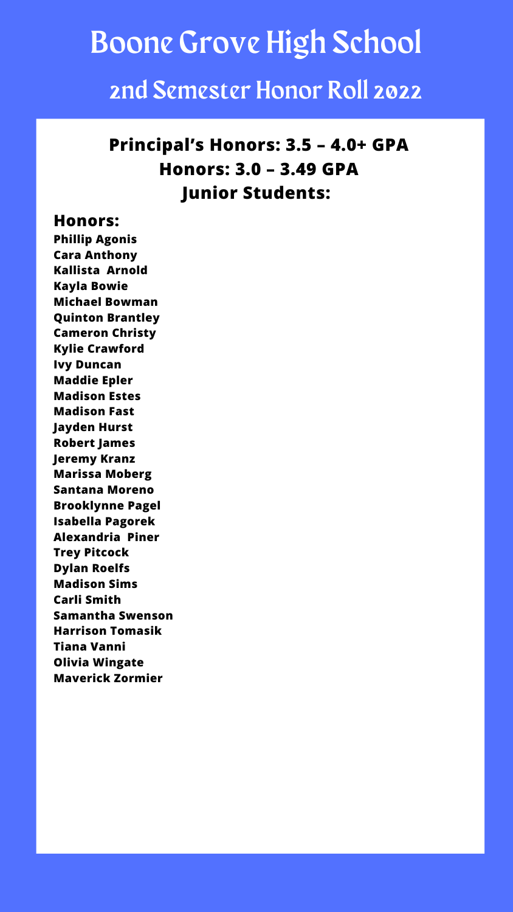# Boone Grove High School

## 2nd Semester Honor Roll 2022

**Principal's Honors: 3.5 – 4.0+ GPA**
**Honors: 3.0 – 3.49 GPA**
**Junior Students:**

### Honors:

**Phillip Agonis**
**Cara Anthony**
**Kallista Arnold**
**Kayla Bowie**
**Michael Bowman**
**Quinton Brantley**
**Cameron Christy**
**Kylie Crawford**
**Ivy Duncan**
**Maddie Epler**
**Madison Estes**
**Madison Fast**
**Jayden Hurst**
**Robert James**
**Jeremy Kranz**
**Marissa Moberg**
**Santana Moreno**
**Brooklynne Pagel**
**Isabella Pagorek**
**Alexandria Piner**
**Trey Pitcock**
**Dylan Roelfs**
**Madison Sims**
**Carli Smith**
**Samantha Swenson**
**Harrison Tomasik**
**Tiana Vanni**
**Olivia Wingate**
**Maverick Zormier**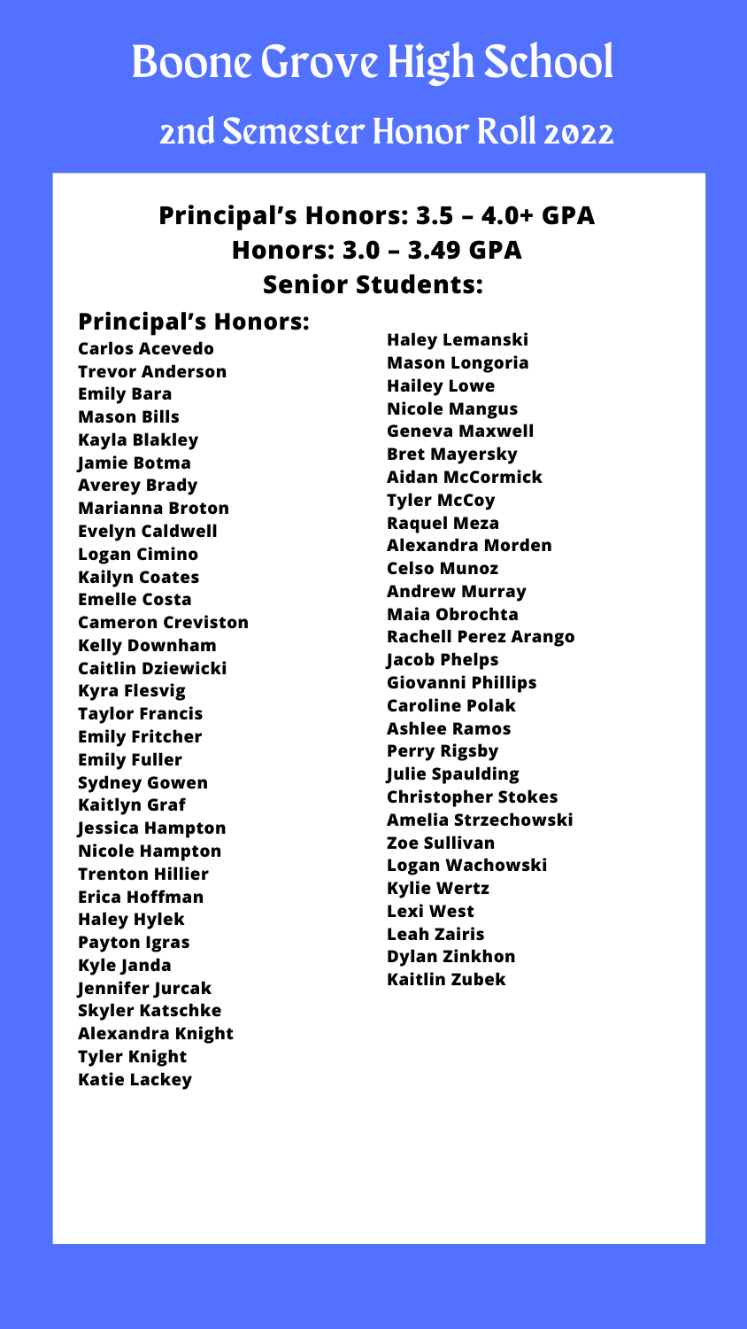# Boone Grove High School

## 2nd Semester Honor Roll 2022

**Principal's Honors: 3.5 – 4.0+ GPA**
**Honors: 3.0 – 3.49 GPA**
**Senior Students:**

### Principal's Honors:

**Carlos Acevedo**
**Trevor Anderson**
**Emily Bara**
**Mason Bills**
**Kayla Blakley**
**Jamie Botma**
**Averey Brady**
**Marianna Broton**
**Evelyn Caldwell**
**Logan Cimino**
**Kailyn Coates**
**Emelle Costa**
**Cameron Creviston**
**Kelly Downham**
**Caitlin Dziewicki**
**Kyra Flesvig**
**Taylor Francis**
**Emily Fritcher**
**Emily Fuller**
**Sydney Gowen**
**Kaitlyn Graf**
**Jessica Hampton**
**Nicole Hampton**
**Trenton Hillier**
**Erica Hoffman**
**Haley Hylek**
**Payton Igras**
**Kyle Janda**
**Jennifer Jurcak**
**Skyler Katschke**
**Alexandra Knight**
**Tyler Knight**
**Katie Lackey**
**Haley Lemanski**
**Mason Longoria**
**Hailey Lowe**
**Nicole Mangus**
**Geneva Maxwell**
**Bret Mayersky**
**Aidan McCormick**
**Tyler McCoy**
**Raquel Meza**
**Alexandra Morden**
**Celso Munoz**
**Andrew Murray**
**Maia Obrochta**
**Rachell Perez Arango**
**Jacob Phelps**
**Giovanni Phillips**
**Caroline Polak**
**Ashlee Ramos**
**Perry Rigsby**
**Julie Spaulding**
**Christopher Stokes**
**Amelia Strzechowski**
**Zoe Sullivan**
**Logan Wachowski**
**Kylie Wertz**
**Lexi West**
**Leah Zairis**
**Dylan Zinkhon**
**Kaitlin Zubek**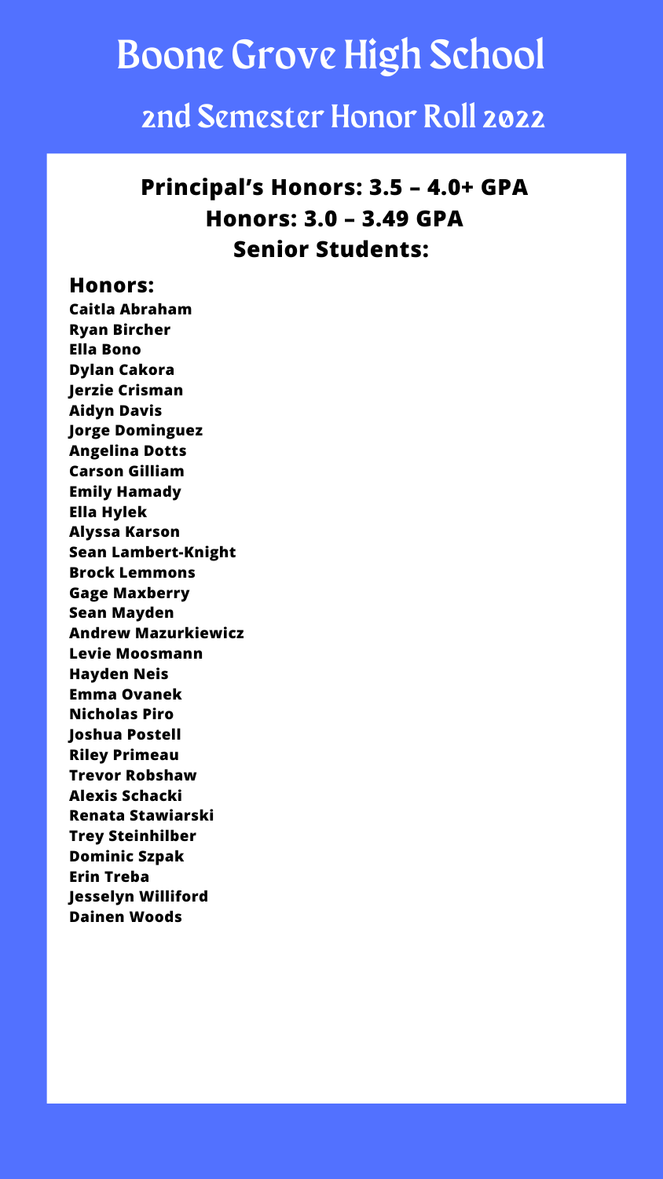# Boone Grove High School

## 2nd Semester Honor Roll 2022

**Principal's Honors: 3.5 – 4.0+ GPA**
**Honors: 3.0 – 3.49 GPA**
**Senior Students:**

### Honors:

**Caitla Abraham**
**Ryan Bircher**
**Ella Bono**
**Dylan Cakora**
**Jerzie Crisman**
**Aidyn Davis**
**Jorge Dominguez**
**Angelina Dotts**
**Carson Gilliam**
**Emily Hamady**
**Ella Hylek**
**Alyssa Karson**
**Sean Lambert-Knight**
**Brock Lemmons**
**Gage Maxberry**
**Sean Mayden**
**Andrew Mazurkiewicz**
**Levie Moosmann**
**Hayden Neis**
**Emma Ovanek**
**Nicholas Piro**
**Joshua Postell**
**Riley Primeau**
**Trevor Robshaw**
**Alexis Schacki**
**Renata Stawiarski**
**Trey Steinhilber**
**Dominic Szpak**
**Erin Treba**
**Jesselyn Williford**
**Dainen Woods**